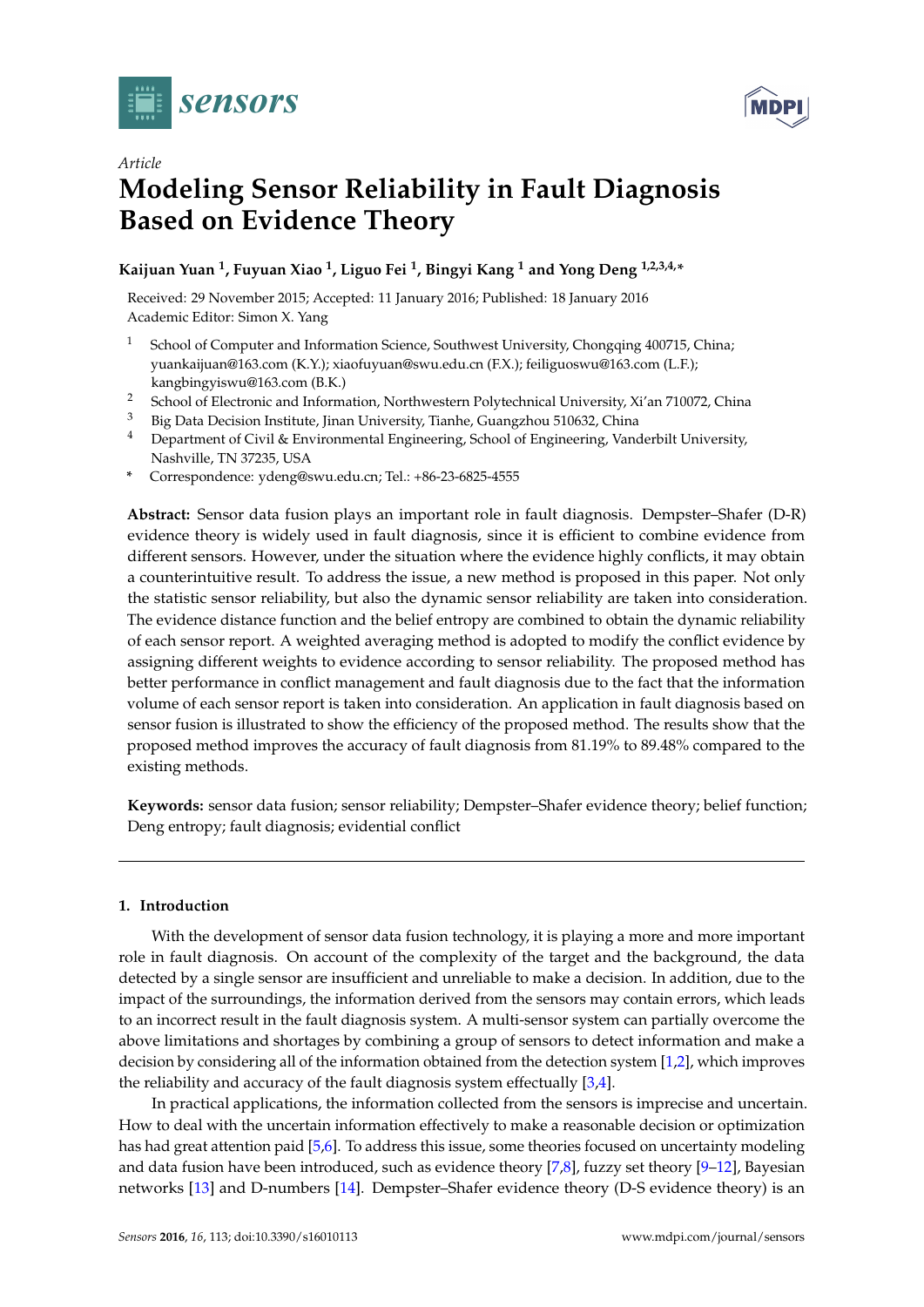*Article*

# Modeling Sensor Reliability in Fault Diagnosis Based on Evidence Theory

**Kaijuan Yuan [1], Fuyuan Xiao [1], Liguo Fei [1], Bingyi Kang [1] and Yong Deng [1,2,3,4,*]**

Received: 29 November 2015; Accepted: 11 January 2016; Published: 18 January 2016
Academic Editor: Simon X. Yang

[1] School of Computer and Information Science, Southwest University, Chongqing 400715, China; yuankaijuan@163.com (K.Y.); xiaofuyuan@swu.edu.cn (F.X.); feiliguoswu@163.com (L.F.); kangbingyiswu@163.com (B.K.)
[2] School of Electronic and Information, Northwestern Polytechnical University, Xi'an 710072, China
[3] Big Data Decision Institute, Jinan University, Tianhe, Guangzhou 510632, China
[4] Department of Civil & Environmental Engineering, School of Engineering, Vanderbilt University, Nashville, TN 37235, USA
[*] Correspondence: ydeng@swu.edu.cn; Tel.: +86-23-6825-4555

**Abstract:** Sensor data fusion plays an important role in fault diagnosis. Dempster–Shafer (D-R) evidence theory is widely used in fault diagnosis, since it is efficient to combine evidence from different sensors. However, under the situation where the evidence highly conflicts, it may obtain a counterintuitive result. To address the issue, a new method is proposed in this paper. Not only the statistic sensor reliability, but also the dynamic sensor reliability are taken into consideration. The evidence distance function and the belief entropy are combined to obtain the dynamic reliability of each sensor report. A weighted averaging method is adopted to modify the conflict evidence by assigning different weights to evidence according to sensor reliability. The proposed method has better performance in conflict management and fault diagnosis due to the fact that the information volume of each sensor report is taken into consideration. An application in fault diagnosis based on sensor fusion is illustrated to show the efficiency of the proposed method. The results show that the proposed method improves the accuracy of fault diagnosis from 81.19% to 89.48% compared to the existing methods.

**Keywords:** sensor data fusion; sensor reliability; Dempster–Shafer evidence theory; belief function; Deng entropy; fault diagnosis; evidential conflict

## 1. Introduction

With the development of sensor data fusion technology, it is playing a more and more important role in fault diagnosis. On account of the complexity of the target and the background, the data detected by a single sensor are insufficient and unreliable to make a decision. In addition, due to the impact of the surroundings, the information derived from the sensors may contain errors, which leads to an incorrect result in the fault diagnosis system. A multi-sensor system can partially overcome the above limitations and shortages by combining a group of sensors to detect information and make a decision by considering all of the information obtained from the detection system [1,2], which improves the reliability and accuracy of the fault diagnosis system effectually [3,4].

In practical applications, the information collected from the sensors is imprecise and uncertain. How to deal with the uncertain information effectively to make a reasonable decision or optimization has had great attention paid [5,6]. To address this issue, some theories focused on uncertainty modeling and data fusion have been introduced, such as evidence theory [7,8], fuzzy set theory [9–12], Bayesian networks [13] and D-numbers [14]. Dempster–Shafer evidence theory (D-S evidence theory) is an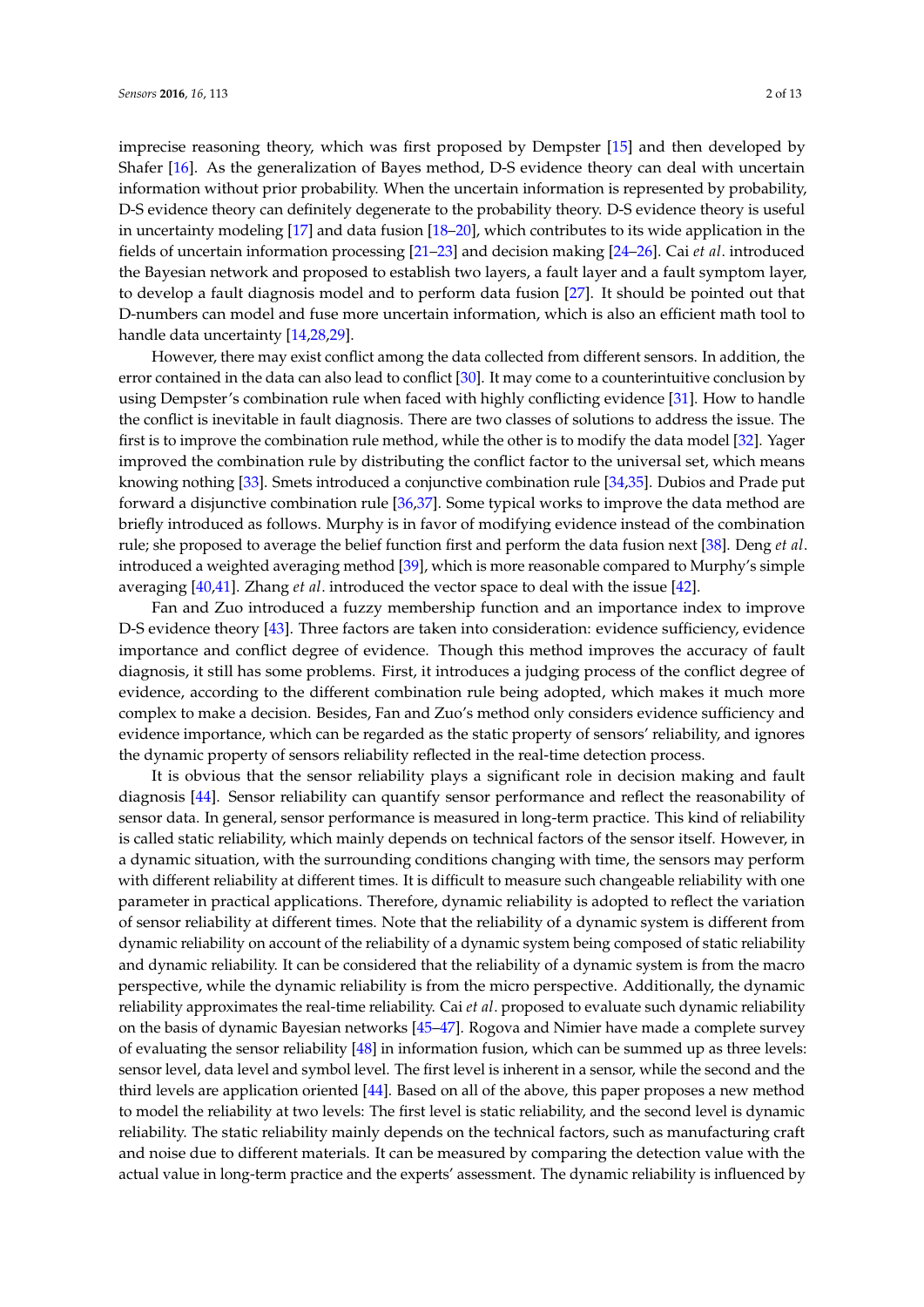imprecise reasoning theory, which was first proposed by Dempster [15] and then developed by Shafer [16]. As the generalization of Bayes method, D-S evidence theory can deal with uncertain information without prior probability. When the uncertain information is represented by probability, D-S evidence theory can definitely degenerate to the probability theory. D-S evidence theory is useful in uncertainty modeling [17] and data fusion [18–20], which contributes to its wide application in the fields of uncertain information processing [21–23] and decision making [24–26]. Cai *et al*. introduced the Bayesian network and proposed to establish two layers, a fault layer and a fault symptom layer, to develop a fault diagnosis model and to perform data fusion [27]. It should be pointed out that D-numbers can model and fuse more uncertain information, which is also an efficient math tool to handle data uncertainty [14,28,29].

However, there may exist conflict among the data collected from different sensors. In addition, the error contained in the data can also lead to conflict [30]. It may come to a counterintuitive conclusion by using Dempster's combination rule when faced with highly conflicting evidence [31]. How to handle the conflict is inevitable in fault diagnosis. There are two classes of solutions to address the issue. The first is to improve the combination rule method, while the other is to modify the data model [32]. Yager improved the combination rule by distributing the conflict factor to the universal set, which means knowing nothing [33]. Smets introduced a conjunctive combination rule [34,35]. Dubios and Prade put forward a disjunctive combination rule [36,37]. Some typical works to improve the data method are briefly introduced as follows. Murphy is in favor of modifying evidence instead of the combination rule; she proposed to average the belief function first and perform the data fusion next [38]. Deng *et al*. introduced a weighted averaging method [39], which is more reasonable compared to Murphy's simple averaging [40,41]. Zhang *et al*. introduced the vector space to deal with the issue [42].

Fan and Zuo introduced a fuzzy membership function and an importance index to improve D-S evidence theory [43]. Three factors are taken into consideration: evidence sufficiency, evidence importance and conflict degree of evidence. Though this method improves the accuracy of fault diagnosis, it still has some problems. First, it introduces a judging process of the conflict degree of evidence, according to the different combination rule being adopted, which makes it much more complex to make a decision. Besides, Fan and Zuo's method only considers evidence sufficiency and evidence importance, which can be regarded as the static property of sensors' reliability, and ignores the dynamic property of sensors reliability reflected in the real-time detection process.

It is obvious that the sensor reliability plays a significant role in decision making and fault diagnosis [44]. Sensor reliability can quantify sensor performance and reflect the reasonability of sensor data. In general, sensor performance is measured in long-term practice. This kind of reliability is called static reliability, which mainly depends on technical factors of the sensor itself. However, in a dynamic situation, with the surrounding conditions changing with time, the sensors may perform with different reliability at different times. It is difficult to measure such changeable reliability with one parameter in practical applications. Therefore, dynamic reliability is adopted to reflect the variation of sensor reliability at different times. Note that the reliability of a dynamic system is different from dynamic reliability on account of the reliability of a dynamic system being composed of static reliability and dynamic reliability. It can be considered that the reliability of a dynamic system is from the macro perspective, while the dynamic reliability is from the micro perspective. Additionally, the dynamic reliability approximates the real-time reliability. Cai *et al*. proposed to evaluate such dynamic reliability on the basis of dynamic Bayesian networks [45–47]. Rogova and Nimier have made a complete survey of evaluating the sensor reliability [48] in information fusion, which can be summed up as three levels: sensor level, data level and symbol level. The first level is inherent in a sensor, while the second and the third levels are application oriented [44]. Based on all of the above, this paper proposes a new method to model the reliability at two levels: The first level is static reliability, and the second level is dynamic reliability. The static reliability mainly depends on the technical factors, such as manufacturing craft and noise due to different materials. It can be measured by comparing the detection value with the actual value in long-term practice and the experts' assessment. The dynamic reliability is influenced by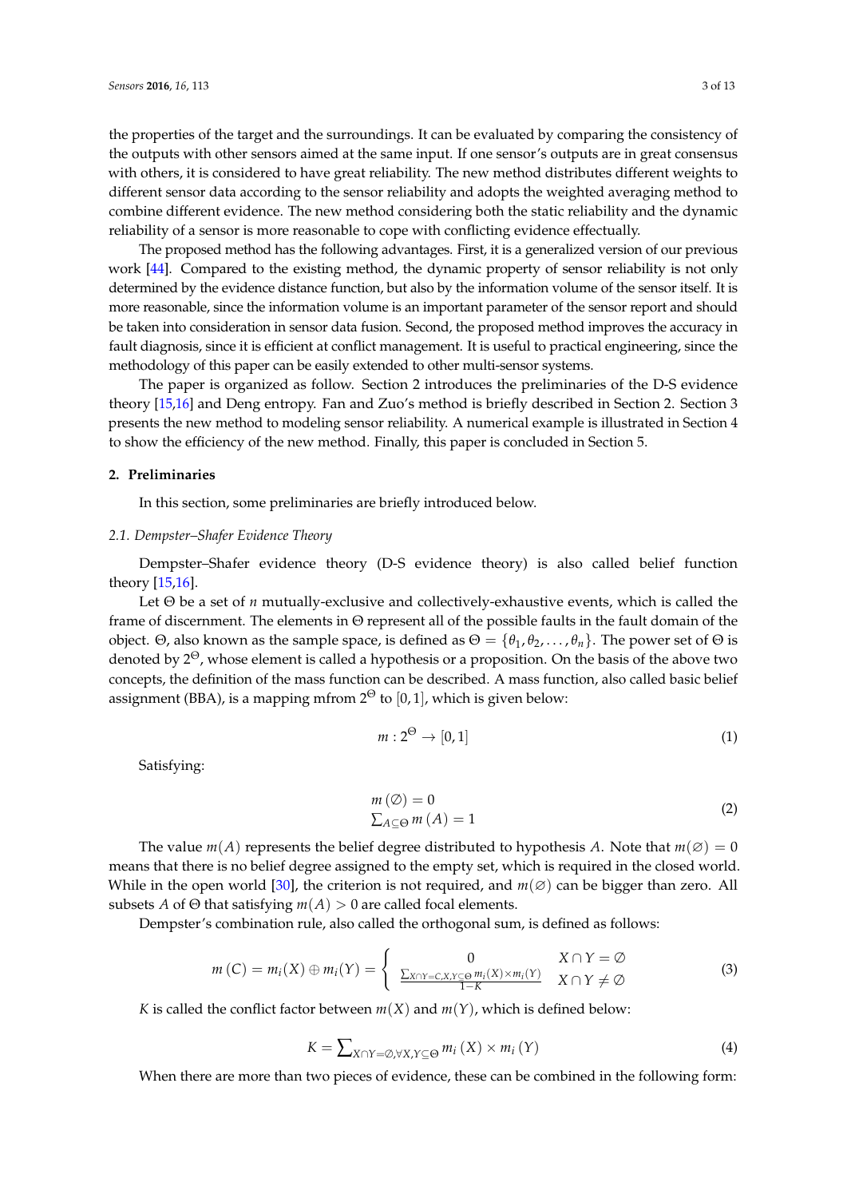the properties of the target and the surroundings. It can be evaluated by comparing the consistency of the outputs with other sensors aimed at the same input. If one sensor's outputs are in great consensus with others, it is considered to have great reliability. The new method distributes different weights to different sensor data according to the sensor reliability and adopts the weighted averaging method to combine different evidence. The new method considering both the static reliability and the dynamic reliability of a sensor is more reasonable to cope with conflicting evidence effectually.

The proposed method has the following advantages. First, it is a generalized version of our previous work [44]. Compared to the existing method, the dynamic property of sensor reliability is not only determined by the evidence distance function, but also by the information volume of the sensor itself. It is more reasonable, since the information volume is an important parameter of the sensor report and should be taken into consideration in sensor data fusion. Second, the proposed method improves the accuracy in fault diagnosis, since it is efficient at conflict management. It is useful to practical engineering, since the methodology of this paper can be easily extended to other multi-sensor systems.

The paper is organized as follow. Section 2 introduces the preliminaries of the D-S evidence theory [15,16] and Deng entropy. Fan and Zuo's method is briefly described in Section 2. Section 3 presents the new method to modeling sensor reliability. A numerical example is illustrated in Section 4 to show the efficiency of the new method. Finally, this paper is concluded in Section 5.

## 2. Preliminaries

In this section, some preliminaries are briefly introduced below.

### 2.1. Dempster–Shafer Evidence Theory

Dempster–Shafer evidence theory (D-S evidence theory) is also called belief function theory [15,16].

Let $\Theta$ be a set of $n$ mutually-exclusive and collectively-exhaustive events, which is called the frame of discernment. The elements in $\Theta$ represent all of the possible faults in the fault domain of the object. $\Theta$, also known as the sample space, is defined as $\Theta = \{\theta_1, \theta_2, \ldots, \theta_n\}$. The power set of $\Theta$ is denoted by $2^\Theta$, whose element is called a hypothesis or a proposition. On the basis of the above two concepts, the definition of the mass function can be described. A mass function, also called basic belief assignment (BBA), is a mapping mfrom $2^\Theta$ to $[0,1]$, which is given below:

$$m : 2^\Theta \to [0,1] \tag{1}$$

Satisfying:

$$\begin{array}{l} m(\emptyset) = 0 \\ \sum_{A \subseteq \Theta} m(A) = 1 \end{array} \tag{2}$$

The value $m(A)$ represents the belief degree distributed to hypothesis $A$. Note that $m(\varnothing) = 0$ means that there is no belief degree assigned to the empty set, which is required in the closed world. While in the open world [30], the criterion is not required, and $m(\varnothing)$ can be bigger than zero. All subsets $A$ of $\Theta$ that satisfying $m(A) > 0$ are called focal elements.

Dempster's combination rule, also called the orthogonal sum, is defined as follows:

$$m(C) = m_i(X) \oplus m_i(Y) = \begin{cases} 0 & X \cap Y = \varnothing \\ \frac{\sum_{X \cap Y = C, X, Y \subseteq \Theta} m_i(X) \times m_i(Y)}{1-K} & X \cap Y \neq \varnothing \end{cases} \tag{3}$$

$K$ is called the conflict factor between $m(X)$ and $m(Y)$, which is defined below:

$$K = \sum\nolimits_{X \cap Y = \varnothing, \forall X, Y \subseteq \Theta} m_i(X) \times m_i(Y) \tag{4}$$

When there are more than two pieces of evidence, these can be combined in the following form: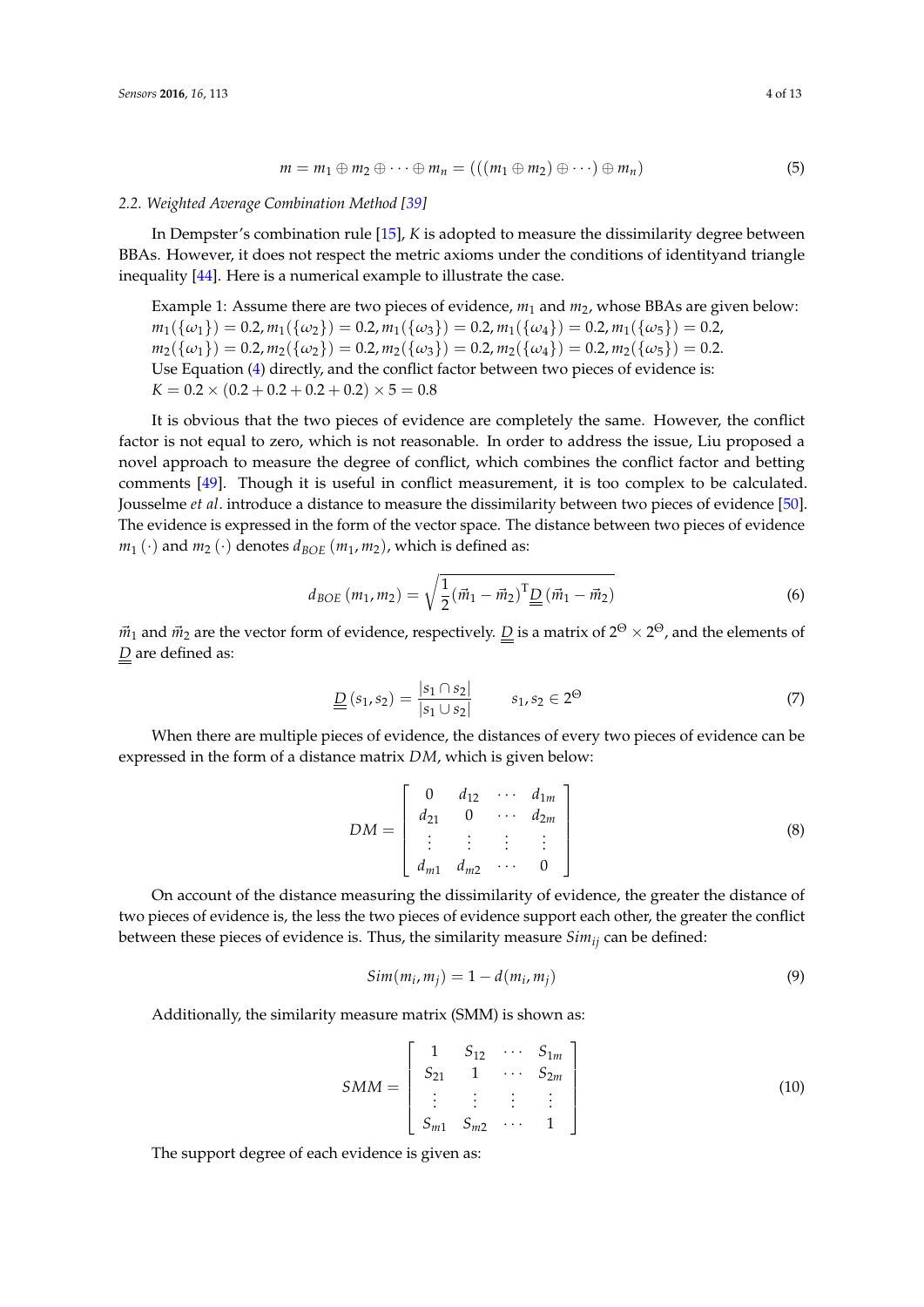$$m = m_1 \oplus m_2 \oplus \cdots \oplus m_n = (((m_1 \oplus m_2) \oplus \cdots) \oplus m_n) \tag{5}$$

### 2.2. Weighted Average Combination Method [39]

In Dempster's combination rule [15], $K$ is adopted to measure the dissimilarity degree between BBAs. However, it does not respect the metric axioms under the conditions of identityand triangle inequality [44]. Here is a numerical example to illustrate the case.

Example 1: Assume there are two pieces of evidence, $m_1$ and $m_2$, whose BBAs are given below:
$m_1(\{\omega_1\}) = 0.2, m_1(\{\omega_2\}) = 0.2, m_1(\{\omega_3\}) = 0.2, m_1(\{\omega_4\}) = 0.2, m_1(\{\omega_5\}) = 0.2,$
$m_2(\{\omega_1\}) = 0.2, m_2(\{\omega_2\}) = 0.2, m_2(\{\omega_3\}) = 0.2, m_2(\{\omega_4\}) = 0.2, m_2(\{\omega_5\}) = 0.2.$
Use Equation (4) directly, and the conflict factor between two pieces of evidence is:
$K = 0.2 \times (0.2 + 0.2 + 0.2 + 0.2) \times 5 = 0.8$

It is obvious that the two pieces of evidence are completely the same. However, the conflict factor is not equal to zero, which is not reasonable. In order to address the issue, Liu proposed a novel approach to measure the degree of conflict, which combines the conflict factor and betting comments [49]. Though it is useful in conflict measurement, it is too complex to be calculated. Jousselme *et al*. introduce a distance to measure the dissimilarity between two pieces of evidence [50]. The evidence is expressed in the form of the vector space. The distance between two pieces of evidence $m_1(\cdot)$ and $m_2(\cdot)$ denotes $d_{BOE}(m_1, m_2)$, which is defined as:

$$d_{BOE}(m_1, m_2) = \sqrt{\frac{1}{2}(\vec{m}_1 - \vec{m}_2)^{\mathrm{T}} \underline{\underline{D}} (\vec{m}_1 - \vec{m}_2)} \tag{6}$$

$\vec{m}_1$ and $\vec{m}_2$ are the vector form of evidence, respectively. $\underline{\underline{D}}$ is a matrix of $2^{\Theta} \times 2^{\Theta}$, and the elements of $\underline{\underline{D}}$ are defined as:

$$\underline{\underline{D}}(s_1, s_2) = \frac{|s_1 \cap s_2|}{|s_1 \cup s_2|} \qquad s_1, s_2 \in 2^{\Theta} \tag{7}$$

When there are multiple pieces of evidence, the distances of every two pieces of evidence can be expressed in the form of a distance matrix $DM$, which is given below:

$$DM = \begin{bmatrix} 0 & d_{12} & \cdots & d_{1m} \\ d_{21} & 0 & \cdots & d_{2m} \\ \vdots & \vdots & \vdots & \vdots \\ d_{m1} & d_{m2} & \cdots & 0 \end{bmatrix} \tag{8}$$

On account of the distance measuring the dissimilarity of evidence, the greater the distance of two pieces of evidence is, the less the two pieces of evidence support each other, the greater the conflict between these pieces of evidence is. Thus, the similarity measure $Sim_{ij}$ can be defined:

$$Sim(m_i, m_j) = 1 - d(m_i, m_j) \tag{9}$$

Additionally, the similarity measure matrix (SMM) is shown as:

$$SMM = \begin{bmatrix} 1 & S_{12} & \cdots & S_{1m} \\ S_{21} & 1 & \cdots & S_{2m} \\ \vdots & \vdots & \vdots & \vdots \\ S_{m1} & S_{m2} & \cdots & 1 \end{bmatrix} \tag{10}$$

The support degree of each evidence is given as: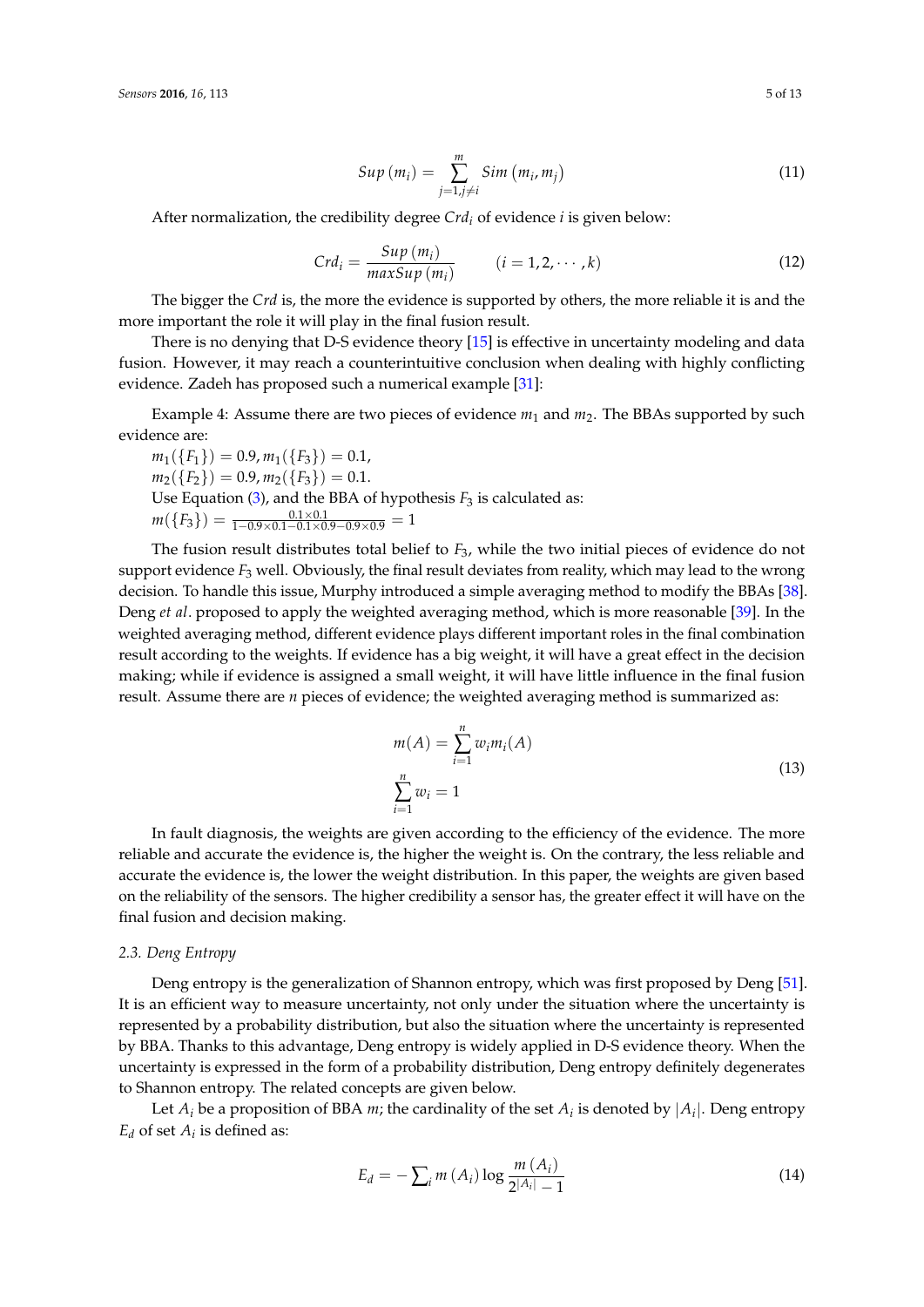$$Sup\,(m_i) = \sum_{j=1, j \neq i}^{m} Sim\,(m_i, m_j) \tag{11}$$

After normalization, the credibility degree $Crd_i$ of evidence $i$ is given below:

$$Crd_i = \frac{Sup\,(m_i)}{maxSup\,(m_i)} \qquad (i = 1, 2, \cdots, k) \tag{12}$$

The bigger the $Crd$ is, the more the evidence is supported by others, the more reliable it is and the more important the role it will play in the final fusion result.

There is no denying that D-S evidence theory [15] is effective in uncertainty modeling and data fusion. However, it may reach a counterintuitive conclusion when dealing with highly conflicting evidence. Zadeh has proposed such a numerical example [31]:

Example 4: Assume there are two pieces of evidence $m_1$ and $m_2$. The BBAs supported by such evidence are:

$m_1(\{F_1\}) = 0.9, m_1(\{F_3\}) = 0.1,$
$m_2(\{F_2\}) = 0.9, m_2(\{F_3\}) = 0.1.$
Use Equation (3), and the BBA of hypothesis $F_3$ is calculated as:
$m(\{F_3\}) = \frac{0.1 \times 0.1}{1 - 0.9 \times 0.1 - 0.1 \times 0.9 - 0.9 \times 0.9} = 1$

The fusion result distributes total belief to $F_3$, while the two initial pieces of evidence do not support evidence $F_3$ well. Obviously, the final result deviates from reality, which may lead to the wrong decision. To handle this issue, Murphy introduced a simple averaging method to modify the BBAs [38]. Deng *et al*. proposed to apply the weighted averaging method, which is more reasonable [39]. In the weighted averaging method, different evidence plays different important roles in the final combination result according to the weights. If evidence has a big weight, it will have a great effect in the decision making; while if evidence is assigned a small weight, it will have little influence in the final fusion result. Assume there are $n$ pieces of evidence; the weighted averaging method is summarized as:

$$\begin{aligned} m(A) &= \sum_{i=1}^{n} w_i m_i(A) \\ \sum_{i=1}^{n} w_i &= 1 \end{aligned} \tag{13}$$

In fault diagnosis, the weights are given according to the efficiency of the evidence. The more reliable and accurate the evidence is, the higher the weight is. On the contrary, the less reliable and accurate the evidence is, the lower the weight distribution. In this paper, the weights are given based on the reliability of the sensors. The higher credibility a sensor has, the greater effect it will have on the final fusion and decision making.

### 2.3. Deng Entropy

Deng entropy is the generalization of Shannon entropy, which was first proposed by Deng [51]. It is an efficient way to measure uncertainty, not only under the situation where the uncertainty is represented by a probability distribution, but also the situation where the uncertainty is represented by BBA. Thanks to this advantage, Deng entropy is widely applied in D-S evidence theory. When the uncertainty is expressed in the form of a probability distribution, Deng entropy definitely degenerates to Shannon entropy. The related concepts are given below.

Let $A_i$ be a proposition of BBA $m$; the cardinality of the set $A_i$ is denoted by $|A_i|$. Deng entropy $E_d$ of set $A_i$ is defined as:

$$E_d = -\sum_i m\,(A_i) \log \frac{m\,(A_i)}{2^{|A_i|} - 1} \tag{14}$$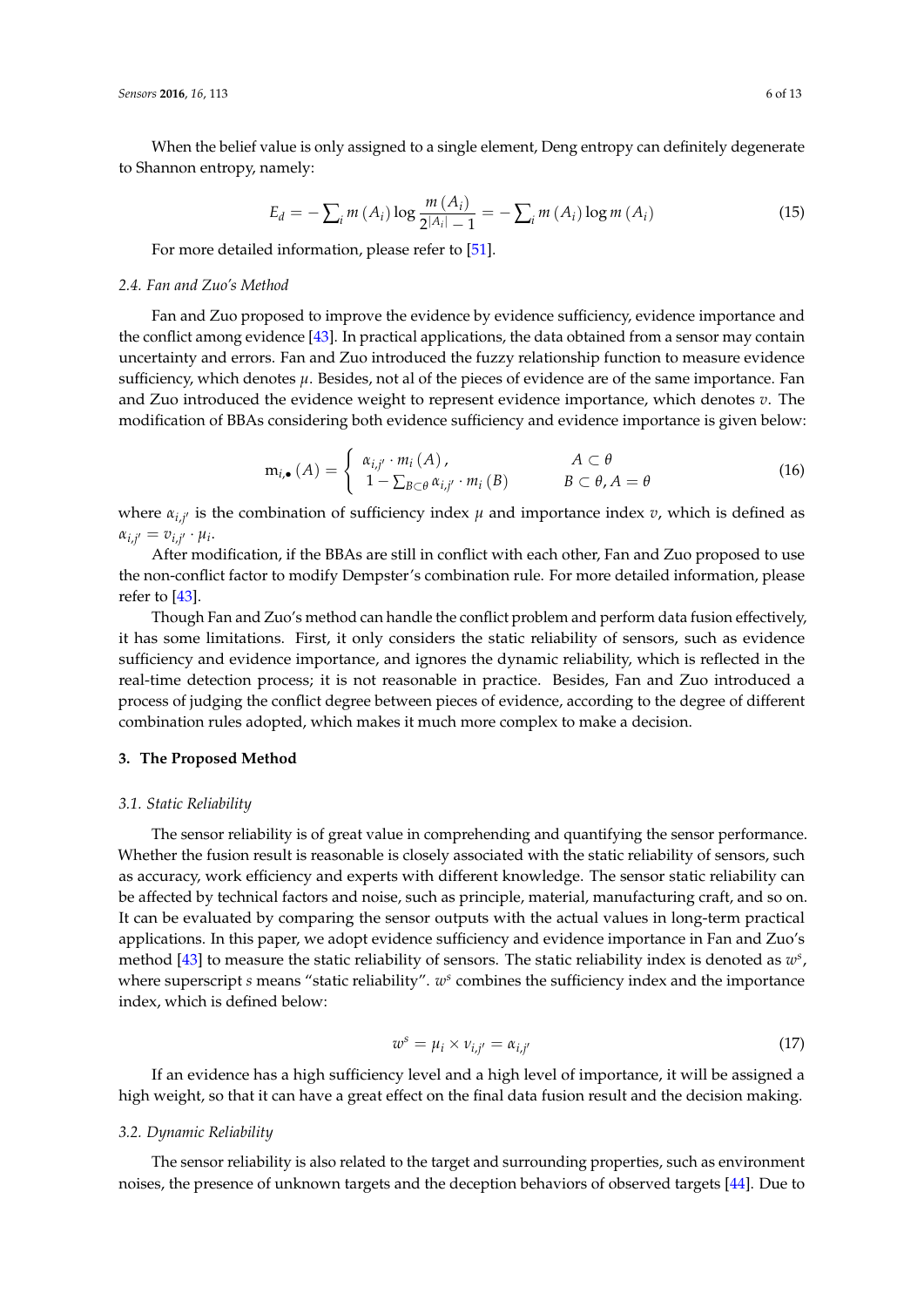When the belief value is only assigned to a single element, Deng entropy can definitely degenerate to Shannon entropy, namely:

$$E_d = -\sum_i m(A_i)\log\frac{m(A_i)}{2^{|A_i|}-1} = -\sum_i m(A_i)\log m(A_i) \tag{15}$$

For more detailed information, please refer to [51].

### 2.4. Fan and Zuo's Method

Fan and Zuo proposed to improve the evidence by evidence sufficiency, evidence importance and the conflict among evidence [43]. In practical applications, the data obtained from a sensor may contain uncertainty and errors. Fan and Zuo introduced the fuzzy relationship function to measure evidence sufficiency, which denotes $\mu$. Besides, not al of the pieces of evidence are of the same importance. Fan and Zuo introduced the evidence weight to represent evidence importance, which denotes $v$. The modification of BBAs considering both evidence sufficiency and evidence importance is given below:

$$\mathrm{m}_{i,\bullet}(A) = \begin{cases} \alpha_{i,j'} \cdot m_i(A), & A \subset \theta \\ 1 - \sum_{B \subset \theta} \alpha_{i,j'} \cdot m_i(B) & B \subset \theta, A = \theta \end{cases} \tag{16}$$

where $\alpha_{i,j'}$ is the combination of sufficiency index $\mu$ and importance index $v$, which is defined as $\alpha_{i,j'} = v_{i,j'} \cdot \mu_i$.

After modification, if the BBAs are still in conflict with each other, Fan and Zuo proposed to use the non-conflict factor to modify Dempster's combination rule. For more detailed information, please refer to [43].

Though Fan and Zuo's method can handle the conflict problem and perform data fusion effectively, it has some limitations. First, it only considers the static reliability of sensors, such as evidence sufficiency and evidence importance, and ignores the dynamic reliability, which is reflected in the real-time detection process; it is not reasonable in practice. Besides, Fan and Zuo introduced a process of judging the conflict degree between pieces of evidence, according to the degree of different combination rules adopted, which makes it much more complex to make a decision.

## 3. The Proposed Method

### 3.1. Static Reliability

The sensor reliability is of great value in comprehending and quantifying the sensor performance. Whether the fusion result is reasonable is closely associated with the static reliability of sensors, such as accuracy, work efficiency and experts with different knowledge. The sensor static reliability can be affected by technical factors and noise, such as principle, material, manufacturing craft, and so on. It can be evaluated by comparing the sensor outputs with the actual values in long-term practical applications. In this paper, we adopt evidence sufficiency and evidence importance in Fan and Zuo's method [43] to measure the static reliability of sensors. The static reliability index is denoted as $w^s$, where superscript $s$ means "static reliability". $w^s$ combines the sufficiency index and the importance index, which is defined below:

$$w^s = \mu_i \times v_{i,j'} = \alpha_{i,j'} \tag{17}$$

If an evidence has a high sufficiency level and a high level of importance, it will be assigned a high weight, so that it can have a great effect on the final data fusion result and the decision making.

### 3.2. Dynamic Reliability

The sensor reliability is also related to the target and surrounding properties, such as environment noises, the presence of unknown targets and the deception behaviors of observed targets [44]. Due to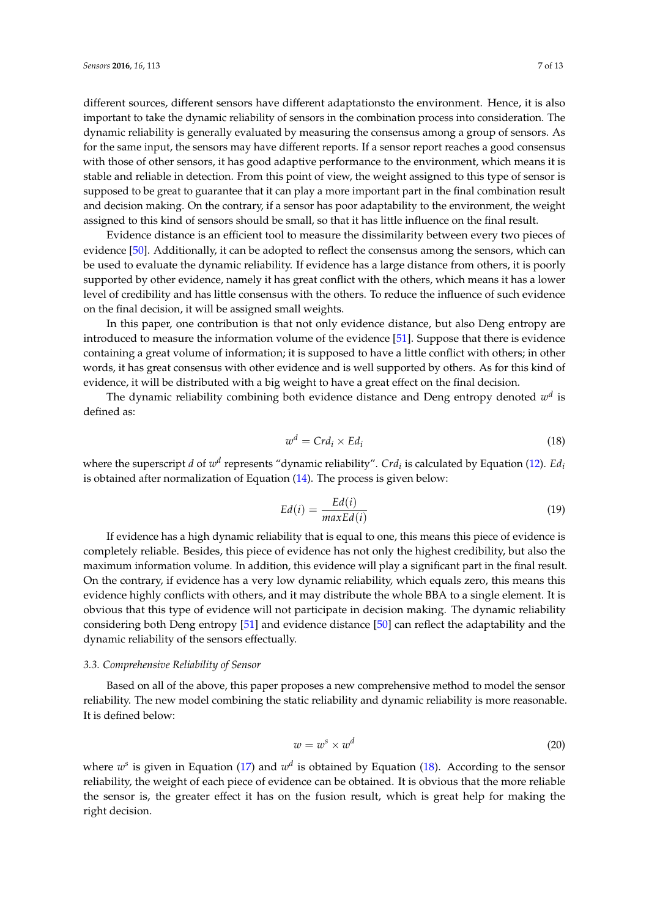different sources, different sensors have different adaptationsto the environment. Hence, it is also important to take the dynamic reliability of sensors in the combination process into consideration. The dynamic reliability is generally evaluated by measuring the consensus among a group of sensors. As for the same input, the sensors may have different reports. If a sensor report reaches a good consensus with those of other sensors, it has good adaptive performance to the environment, which means it is stable and reliable in detection. From this point of view, the weight assigned to this type of sensor is supposed to be great to guarantee that it can play a more important part in the final combination result and decision making. On the contrary, if a sensor has poor adaptability to the environment, the weight assigned to this kind of sensors should be small, so that it has little influence on the final result.

Evidence distance is an efficient tool to measure the dissimilarity between every two pieces of evidence [50]. Additionally, it can be adopted to reflect the consensus among the sensors, which can be used to evaluate the dynamic reliability. If evidence has a large distance from others, it is poorly supported by other evidence, namely it has great conflict with the others, which means it has a lower level of credibility and has little consensus with the others. To reduce the influence of such evidence on the final decision, it will be assigned small weights.

In this paper, one contribution is that not only evidence distance, but also Deng entropy are introduced to measure the information volume of the evidence [51]. Suppose that there is evidence containing a great volume of information; it is supposed to have a little conflict with others; in other words, it has great consensus with other evidence and is well supported by others. As for this kind of evidence, it will be distributed with a big weight to have a great effect on the final decision.

The dynamic reliability combining both evidence distance and Deng entropy denoted $w^d$ is defined as:

$$w^d = Crd_i \times Ed_i \tag{18}$$

where the superscript $d$ of $w^d$ represents "dynamic reliability". $Crd_i$ is calculated by Equation (12). $Ed_i$ is obtained after normalization of Equation (14). The process is given below:

$$Ed(i) = \frac{Ed(i)}{maxEd(i)} \tag{19}$$

If evidence has a high dynamic reliability that is equal to one, this means this piece of evidence is completely reliable. Besides, this piece of evidence has not only the highest credibility, but also the maximum information volume. In addition, this evidence will play a significant part in the final result. On the contrary, if evidence has a very low dynamic reliability, which equals zero, this means this evidence highly conflicts with others, and it may distribute the whole BBA to a single element. It is obvious that this type of evidence will not participate in decision making. The dynamic reliability considering both Deng entropy [51] and evidence distance [50] can reflect the adaptability and the dynamic reliability of the sensors effectually.

### 3.3. Comprehensive Reliability of Sensor

Based on all of the above, this paper proposes a new comprehensive method to model the sensor reliability. The new model combining the static reliability and dynamic reliability is more reasonable. It is defined below:

$$w = w^s \times w^d \tag{20}$$

where $w^s$ is given in Equation (17) and $w^d$ is obtained by Equation (18). According to the sensor reliability, the weight of each piece of evidence can be obtained. It is obvious that the more reliable the sensor is, the greater effect it has on the fusion result, which is great help for making the right decision.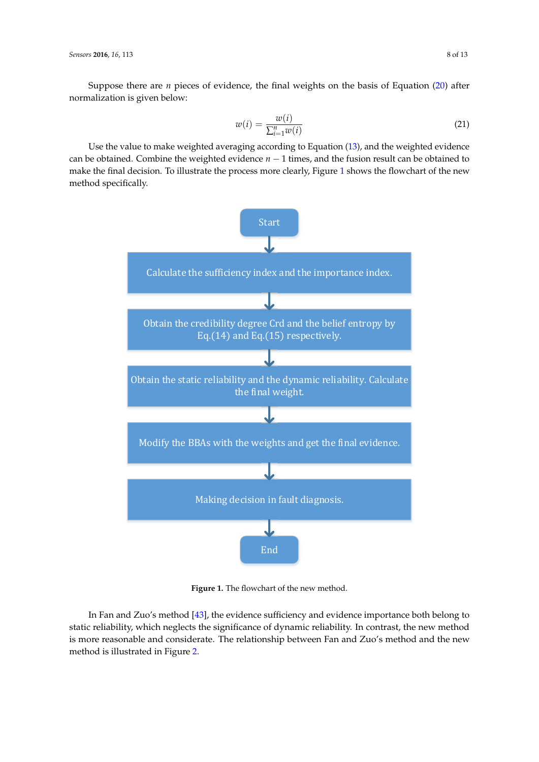Suppose there are $n$ pieces of evidence, the final weights on the basis of Equation (20) after normalization is given below:

$$w(i) = \frac{w(i)}{\sum_{i=1}^{n} w(i)} \tag{21}$$

Use the value to make weighted averaging according to Equation (13), and the weighted evidence can be obtained. Combine the weighted evidence $n-1$ times, and the fusion result can be obtained to make the final decision. To illustrate the process more clearly, Figure 1 shows the flowchart of the new method specifically.

Start

Calculate the sufficiency index and the importance index.

Obtain the credibility degree Crd and the belief entropy by Eq.(14) and Eq.(15) respectively.

Obtain the static reliability and the dynamic reliability. Calculate the final weight.

Modify the BBAs with the weights and get the final evidence.

Making decision in fault diagnosis.

End

**Figure 1.** The flowchart of the new method.

In Fan and Zuo's method [43], the evidence sufficiency and evidence importance both belong to static reliability, which neglects the significance of dynamic reliability. In contrast, the new method is more reasonable and considerate. The relationship between Fan and Zuo's method and the new method is illustrated in Figure 2.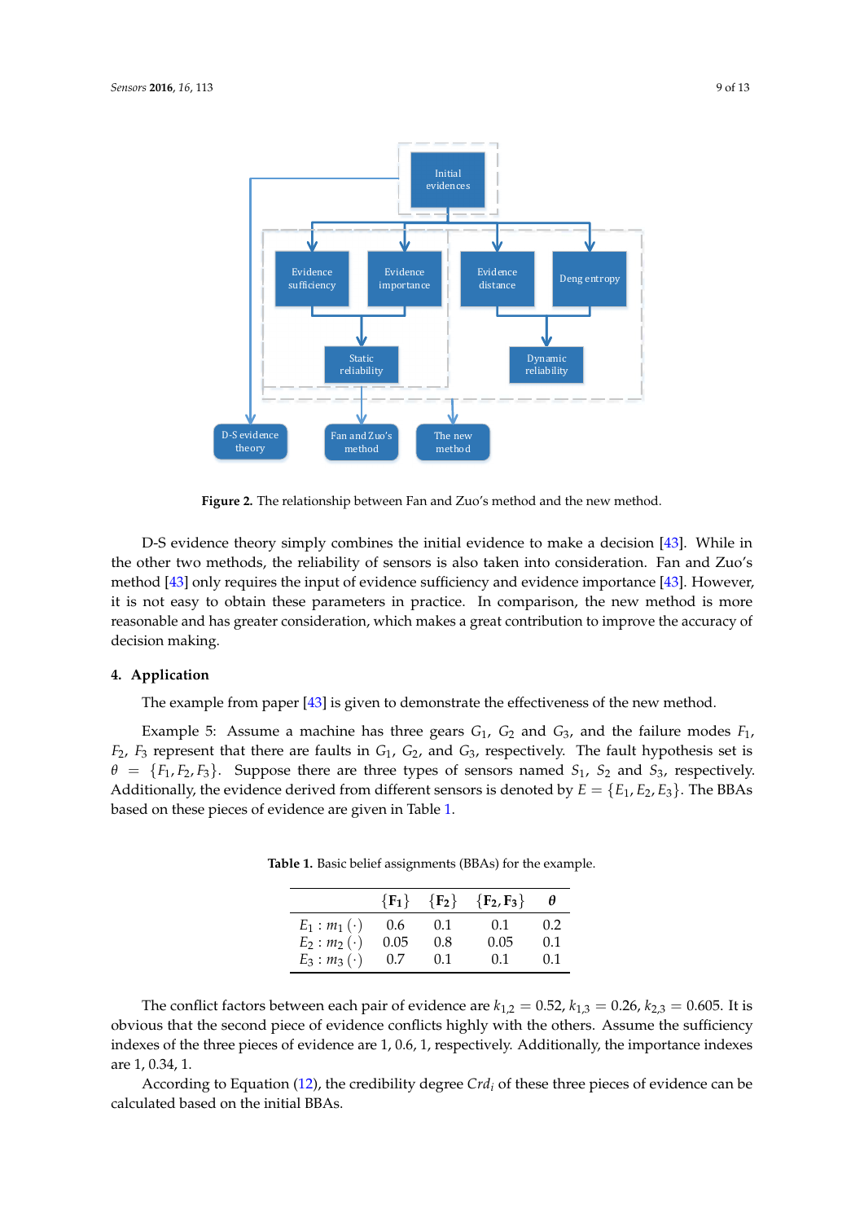**Figure 2.** The relationship between Fan and Zuo's method and the new method.

D-S evidence theory simply combines the initial evidence to make a decision [43]. While in the other two methods, the reliability of sensors is also taken into consideration. Fan and Zuo's method [43] only requires the input of evidence sufficiency and evidence importance [43]. However, it is not easy to obtain these parameters in practice. In comparison, the new method is more reasonable and has greater consideration, which makes a great contribution to improve the accuracy of decision making.

## 4. Application

The example from paper [43] is given to demonstrate the effectiveness of the new method.

Example 5: Assume a machine has three gears $G_1$, $G_2$ and $G_3$, and the failure modes $F_1$, $F_2$, $F_3$ represent that there are faults in $G_1$, $G_2$, and $G_3$, respectively. The fault hypothesis set is $\theta = \{F_1, F_2, F_3\}$. Suppose there are three types of sensors named $S_1$, $S_2$ and $S_3$, respectively. Additionally, the evidence derived from different sensors is denoted by $E = \{E_1, E_2, E_3\}$. The BBAs based on these pieces of evidence are given in Table 1.

**Table 1.** Basic belief assignments (BBAs) for the example.

| | $\{F_1\}$ | $\{F_2\}$ | $\{F_2, F_3\}$ | $\theta$ |
|---|---|---|---|---|
| $E_1 : m_1(\cdot)$ | 0.6 | 0.1 | 0.1 | 0.2 |
| $E_2 : m_2(\cdot)$ | 0.05 | 0.8 | 0.05 | 0.1 |
| $E_3 : m_3(\cdot)$ | 0.7 | 0.1 | 0.1 | 0.1 |

The conflict factors between each pair of evidence are $k_{1,2} = 0.52$, $k_{1,3} = 0.26$, $k_{2,3} = 0.605$. It is obvious that the second piece of evidence conflicts highly with the others. Assume the sufficiency indexes of the three pieces of evidence are 1, 0.6, 1, respectively. Additionally, the importance indexes are 1, 0.34, 1.

According to Equation (12), the credibility degree $Crd_i$ of these three pieces of evidence can be calculated based on the initial BBAs.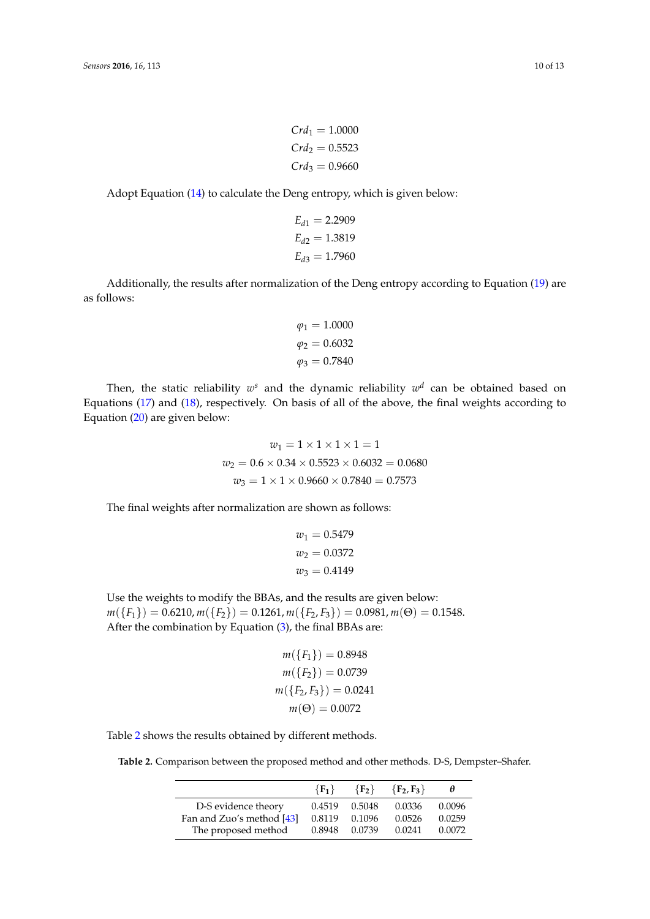$$Crd_1 = 1.0000$$
$$Crd_2 = 0.5523$$
$$Crd_3 = 0.9660$$

Adopt Equation (14) to calculate the Deng entropy, which is given below:

$$E_{d1} = 2.2909$$
$$E_{d2} = 1.3819$$
$$E_{d3} = 1.7960$$

Additionally, the results after normalization of the Deng entropy according to Equation (19) are as follows:

$$\varphi_1 = 1.0000$$
$$\varphi_2 = 0.6032$$
$$\varphi_3 = 0.7840$$

Then, the static reliability $w^s$ and the dynamic reliability $w^d$ can be obtained based on Equations (17) and (18), respectively. On basis of all of the above, the final weights according to Equation (20) are given below:

$$w_1 = 1 \times 1 \times 1 \times 1 = 1$$
$$w_2 = 0.6 \times 0.34 \times 0.5523 \times 0.6032 = 0.0680$$
$$w_3 = 1 \times 1 \times 0.9660 \times 0.7840 = 0.7573$$

The final weights after normalization are shown as follows:

$$w_1 = 0.5479$$
$$w_2 = 0.0372$$
$$w_3 = 0.4149$$

Use the weights to modify the BBAs, and the results are given below:
$m(\{F_1\}) = 0.6210, m(\{F_2\}) = 0.1261, m(\{F_2, F_3\}) = 0.0981, m(\Theta) = 0.1548$.
After the combination by Equation (3), the final BBAs are:

$$m(\{F_1\}) = 0.8948$$
$$m(\{F_2\}) = 0.0739$$
$$m(\{F_2, F_3\}) = 0.0241$$
$$m(\Theta) = 0.0072$$

Table 2 shows the results obtained by different methods.

**Table 2.** Comparison between the proposed method and other methods. D-S, Dempster–Shafer.

| | $\{\mathbf{F_1}\}$ | $\{\mathbf{F_2}\}$ | $\{\mathbf{F_2, F_3}\}$ | $\boldsymbol{\theta}$ |
|---|---|---|---|---|
| D-S evidence theory | 0.4519 | 0.5048 | 0.0336 | 0.0096 |
| Fan and Zuo's method [43] | 0.8119 | 0.1096 | 0.0526 | 0.0259 |
| The proposed method | 0.8948 | 0.0739 | 0.0241 | 0.0072 |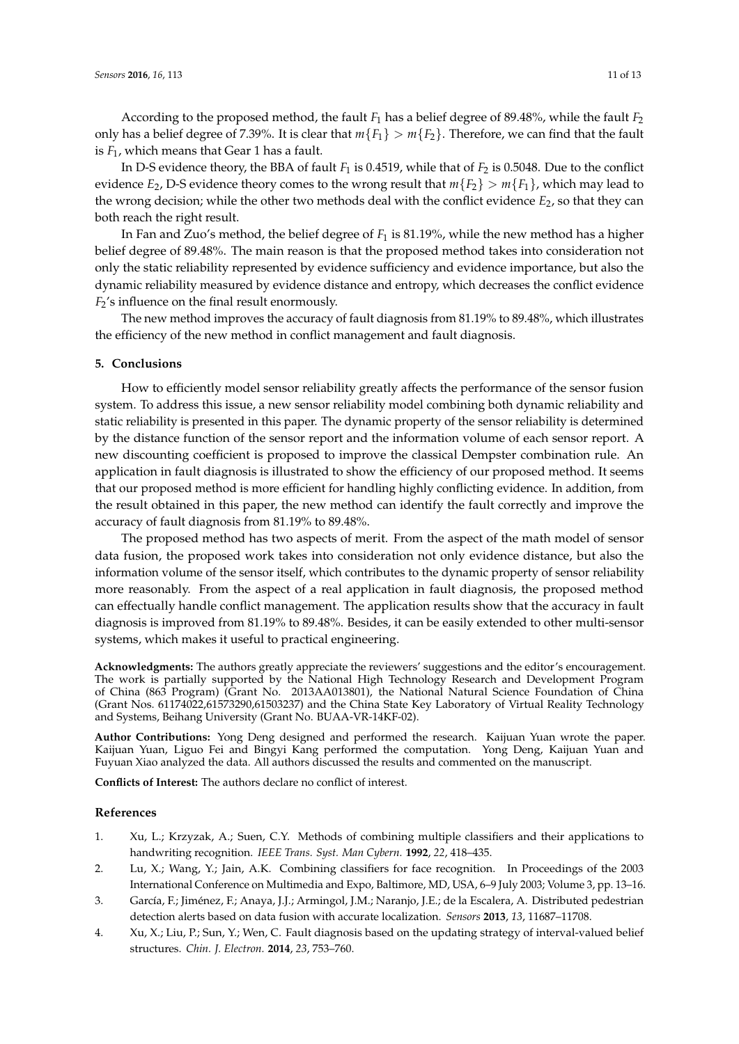According to the proposed method, the fault $F_1$ has a belief degree of 89.48%, while the fault $F_2$ only has a belief degree of 7.39%. It is clear that $m\{F_1\} > m\{F_2\}$. Therefore, we can find that the fault is $F_1$, which means that Gear 1 has a fault.

In D-S evidence theory, the BBA of fault $F_1$ is 0.4519, while that of $F_2$ is 0.5048. Due to the conflict evidence $E_2$, D-S evidence theory comes to the wrong result that $m\{F_2\} > m\{F_1\}$, which may lead to the wrong decision; while the other two methods deal with the conflict evidence $E_2$, so that they can both reach the right result.

In Fan and Zuo's method, the belief degree of $F_1$ is 81.19%, while the new method has a higher belief degree of 89.48%. The main reason is that the proposed method takes into consideration not only the static reliability represented by evidence sufficiency and evidence importance, but also the dynamic reliability measured by evidence distance and entropy, which decreases the conflict evidence $F_2$'s influence on the final result enormously.

The new method improves the accuracy of fault diagnosis from 81.19% to 89.48%, which illustrates the efficiency of the new method in conflict management and fault diagnosis.

## 5. Conclusions

How to efficiently model sensor reliability greatly affects the performance of the sensor fusion system. To address this issue, a new sensor reliability model combining both dynamic reliability and static reliability is presented in this paper. The dynamic property of the sensor reliability is determined by the distance function of the sensor report and the information volume of each sensor report. A new discounting coefficient is proposed to improve the classical Dempster combination rule. An application in fault diagnosis is illustrated to show the efficiency of our proposed method. It seems that our proposed method is more efficient for handling highly conflicting evidence. In addition, from the result obtained in this paper, the new method can identify the fault correctly and improve the accuracy of fault diagnosis from 81.19% to 89.48%.

The proposed method has two aspects of merit. From the aspect of the math model of sensor data fusion, the proposed work takes into consideration not only evidence distance, but also the information volume of the sensor itself, which contributes to the dynamic property of sensor reliability more reasonably. From the aspect of a real application in fault diagnosis, the proposed method can effectually handle conflict management. The application results show that the accuracy in fault diagnosis is improved from 81.19% to 89.48%. Besides, it can be easily extended to other multi-sensor systems, which makes it useful to practical engineering.

**Acknowledgments:** The authors greatly appreciate the reviewers' suggestions and the editor's encouragement. The work is partially supported by the National High Technology Research and Development Program of China (863 Program) (Grant No. 2013AA013801), the National Natural Science Foundation of China (Grant Nos. 61174022,61573290,61503237) and the China State Key Laboratory of Virtual Reality Technology and Systems, Beihang University (Grant No. BUAA-VR-14KF-02).

**Author Contributions:** Yong Deng designed and performed the research. Kaijuan Yuan wrote the paper. Kaijuan Yuan, Liguo Fei and Bingyi Kang performed the computation. Yong Deng, Kaijuan Yuan and Fuyuan Xiao analyzed the data. All authors discussed the results and commented on the manuscript.

**Conflicts of Interest:** The authors declare no conflict of interest.

## References

1. Xu, L.; Krzyzak, A.; Suen, C.Y. Methods of combining multiple classifiers and their applications to handwriting recognition. *IEEE Trans. Syst. Man Cybern.* **1992**, *22*, 418–435.
2. Lu, X.; Wang, Y.; Jain, A.K. Combining classifiers for face recognition. In Proceedings of the 2003 International Conference on Multimedia and Expo, Baltimore, MD, USA, 6–9 July 2003; Volume 3, pp. 13–16.
3. García, F.; Jiménez, F.; Anaya, J.J.; Armingol, J.M.; Naranjo, J.E.; de la Escalera, A. Distributed pedestrian detection alerts based on data fusion with accurate localization. *Sensors* **2013**, *13*, 11687–11708.
4. Xu, X.; Liu, P.; Sun, Y.; Wen, C. Fault diagnosis based on the updating strategy of interval-valued belief structures. *Chin. J. Electron.* **2014**, *23*, 753–760.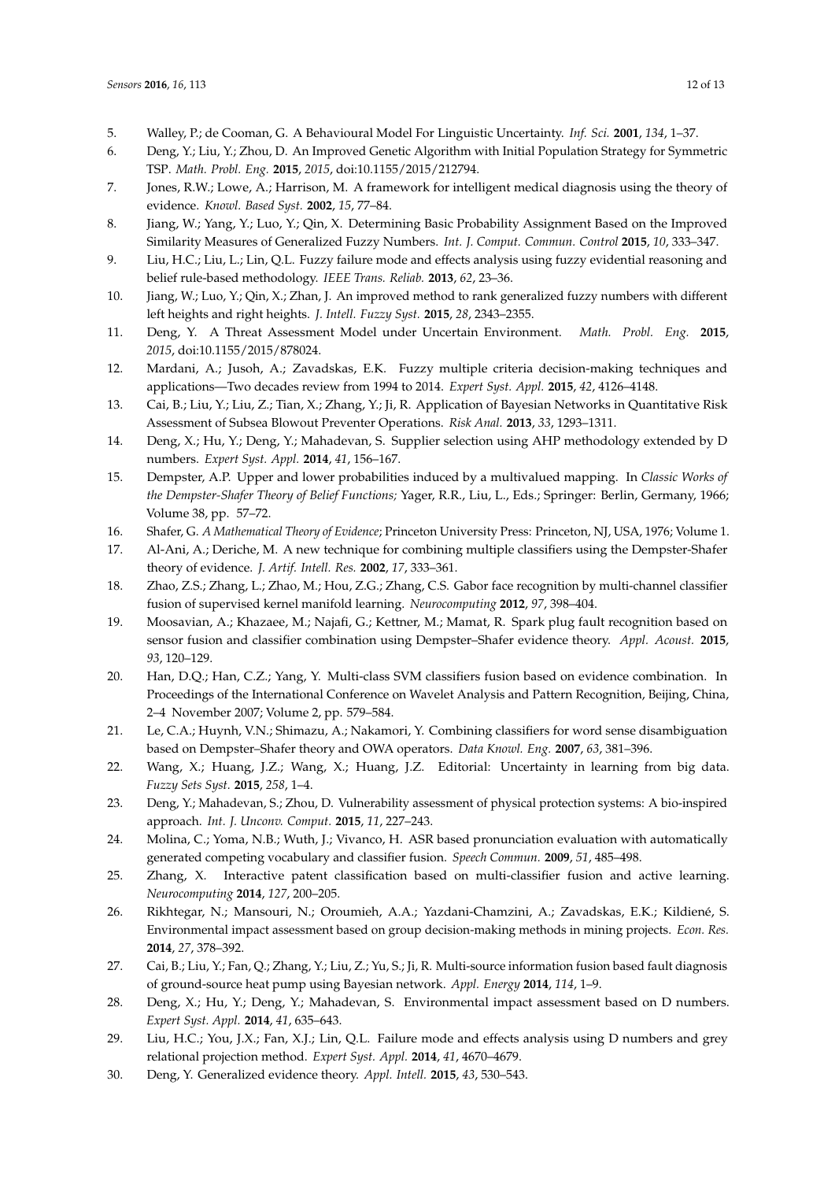5. Walley, P.; de Cooman, G. A Behavioural Model For Linguistic Uncertainty. *Inf. Sci.* **2001**, *134*, 1–37.
6. Deng, Y.; Liu, Y.; Zhou, D. An Improved Genetic Algorithm with Initial Population Strategy for Symmetric TSP. *Math. Probl. Eng.* **2015**, *2015*, doi:10.1155/2015/212794.
7. Jones, R.W.; Lowe, A.; Harrison, M. A framework for intelligent medical diagnosis using the theory of evidence. *Knowl. Based Syst.* **2002**, *15*, 77–84.
8. Jiang, W.; Yang, Y.; Luo, Y.; Qin, X. Determining Basic Probability Assignment Based on the Improved Similarity Measures of Generalized Fuzzy Numbers. *Int. J. Comput. Commun. Control* **2015**, *10*, 333–347.
9. Liu, H.C.; Liu, L.; Lin, Q.L. Fuzzy failure mode and effects analysis using fuzzy evidential reasoning and belief rule-based methodology. *IEEE Trans. Reliab.* **2013**, *62*, 23–36.
10. Jiang, W.; Luo, Y.; Qin, X.; Zhan, J. An improved method to rank generalized fuzzy numbers with different left heights and right heights. *J. Intell. Fuzzy Syst.* **2015**, *28*, 2343–2355.
11. Deng, Y. A Threat Assessment Model under Uncertain Environment. *Math. Probl. Eng.* **2015**, *2015*, doi:10.1155/2015/878024.
12. Mardani, A.; Jusoh, A.; Zavadskas, E.K. Fuzzy multiple criteria decision-making techniques and applications—Two decades review from 1994 to 2014. *Expert Syst. Appl.* **2015**, *42*, 4126–4148.
13. Cai, B.; Liu, Y.; Liu, Z.; Tian, X.; Zhang, Y.; Ji, R. Application of Bayesian Networks in Quantitative Risk Assessment of Subsea Blowout Preventer Operations. *Risk Anal.* **2013**, *33*, 1293–1311.
14. Deng, X.; Hu, Y.; Deng, Y.; Mahadevan, S. Supplier selection using AHP methodology extended by D numbers. *Expert Syst. Appl.* **2014**, *41*, 156–167.
15. Dempster, A.P. Upper and lower probabilities induced by a multivalued mapping. In *Classic Works of the Dempster-Shafer Theory of Belief Functions;* Yager, R.R., Liu, L., Eds.; Springer: Berlin, Germany, 1966; Volume 38, pp. 57–72.
16. Shafer, G. *A Mathematical Theory of Evidence*; Princeton University Press: Princeton, NJ, USA, 1976; Volume 1.
17. Al-Ani, A.; Deriche, M. A new technique for combining multiple classifiers using the Dempster-Shafer theory of evidence. *J. Artif. Intell. Res.* **2002**, *17*, 333–361.
18. Zhao, Z.S.; Zhang, L.; Zhao, M.; Hou, Z.G.; Zhang, C.S. Gabor face recognition by multi-channel classifier fusion of supervised kernel manifold learning. *Neurocomputing* **2012**, *97*, 398–404.
19. Moosavian, A.; Khazaee, M.; Najafi, G.; Kettner, M.; Mamat, R. Spark plug fault recognition based on sensor fusion and classifier combination using Dempster–Shafer evidence theory. *Appl. Acoust.* **2015**, *93*, 120–129.
20. Han, D.Q.; Han, C.Z.; Yang, Y. Multi-class SVM classifiers fusion based on evidence combination. In Proceedings of the International Conference on Wavelet Analysis and Pattern Recognition, Beijing, China, 2–4 November 2007; Volume 2, pp. 579–584.
21. Le, C.A.; Huynh, V.N.; Shimazu, A.; Nakamori, Y. Combining classifiers for word sense disambiguation based on Dempster–Shafer theory and OWA operators. *Data Knowl. Eng.* **2007**, *63*, 381–396.
22. Wang, X.; Huang, J.Z.; Wang, X.; Huang, J.Z. Editorial: Uncertainty in learning from big data. *Fuzzy Sets Syst.* **2015**, *258*, 1–4.
23. Deng, Y.; Mahadevan, S.; Zhou, D. Vulnerability assessment of physical protection systems: A bio-inspired approach. *Int. J. Unconv. Comput.* **2015**, *11*, 227–243.
24. Molina, C.; Yoma, N.B.; Wuth, J.; Vivanco, H. ASR based pronunciation evaluation with automatically generated competing vocabulary and classifier fusion. *Speech Commun.* **2009**, *51*, 485–498.
25. Zhang, X. Interactive patent classification based on multi-classifier fusion and active learning. *Neurocomputing* **2014**, *127*, 200–205.
26. Rikhtegar, N.; Mansouri, N.; Oroumieh, A.A.; Yazdani-Chamzini, A.; Zavadskas, E.K.; Kildiené, S. Environmental impact assessment based on group decision-making methods in mining projects. *Econ. Res.* **2014**, *27*, 378–392.
27. Cai, B.; Liu, Y.; Fan, Q.; Zhang, Y.; Liu, Z.; Yu, S.; Ji, R. Multi-source information fusion based fault diagnosis of ground-source heat pump using Bayesian network. *Appl. Energy* **2014**, *114*, 1–9.
28. Deng, X.; Hu, Y.; Deng, Y.; Mahadevan, S. Environmental impact assessment based on D numbers. *Expert Syst. Appl.* **2014**, *41*, 635–643.
29. Liu, H.C.; You, J.X.; Fan, X.J.; Lin, Q.L. Failure mode and effects analysis using D numbers and grey relational projection method. *Expert Syst. Appl.* **2014**, *41*, 4670–4679.
30. Deng, Y. Generalized evidence theory. *Appl. Intell.* **2015**, *43*, 530–543.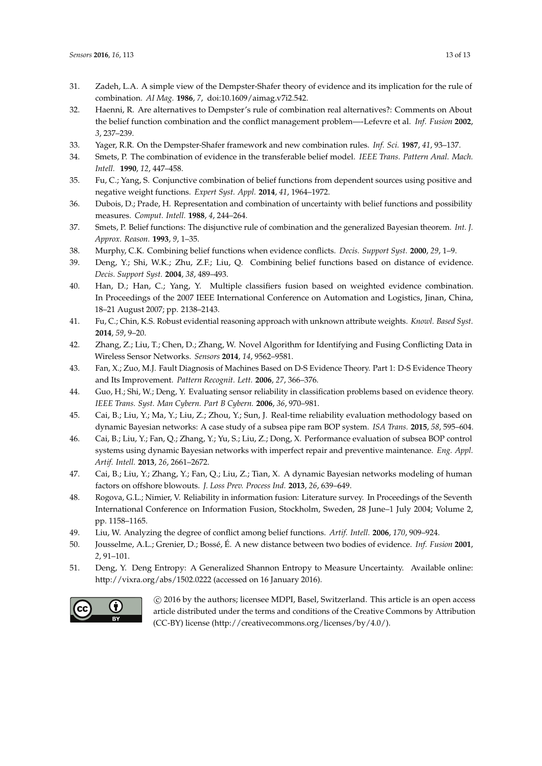31. Zadeh, L.A. A simple view of the Dempster-Shafer theory of evidence and its implication for the rule of combination. *AI Mag.* **1986**, *7*, doi:10.1609/aimag.v7i2.542.
32. Haenni, R. Are alternatives to Dempster's rule of combination real alternatives?: Comments on About the belief function combination and the conflict management problem—-Lefevre et al. *Inf. Fusion* **2002**, *3*, 237–239.
33. Yager, R.R. On the Dempster-Shafer framework and new combination rules. *Inf. Sci.* **1987**, *41*, 93–137.
34. Smets, P. The combination of evidence in the transferable belief model. *IEEE Trans. Pattern Anal. Mach. Intell.* **1990**, *12*, 447–458.
35. Fu, C.; Yang, S. Conjunctive combination of belief functions from dependent sources using positive and negative weight functions. *Expert Syst. Appl.* **2014**, *41*, 1964–1972.
36. Dubois, D.; Prade, H. Representation and combination of uncertainty with belief functions and possibility measures. *Comput. Intell.* **1988**, *4*, 244–264.
37. Smets, P. Belief functions: The disjunctive rule of combination and the generalized Bayesian theorem. *Int. J. Approx. Reason.* **1993**, *9*, 1–35.
38. Murphy, C.K. Combining belief functions when evidence conflicts. *Decis. Support Syst.* **2000**, *29*, 1–9.
39. Deng, Y.; Shi, W.K.; Zhu, Z.F.; Liu, Q. Combining belief functions based on distance of evidence. *Decis. Support Syst.* **2004**, *38*, 489–493.
40. Han, D.; Han, C.; Yang, Y. Multiple classifiers fusion based on weighted evidence combination. In Proceedings of the 2007 IEEE International Conference on Automation and Logistics, Jinan, China, 18–21 August 2007; pp. 2138–2143.
41. Fu, C.; Chin, K.S. Robust evidential reasoning approach with unknown attribute weights. *Knowl. Based Syst.* **2014**, *59*, 9–20.
42. Zhang, Z.; Liu, T.; Chen, D.; Zhang, W. Novel Algorithm for Identifying and Fusing Conflicting Data in Wireless Sensor Networks. *Sensors* **2014**, *14*, 9562–9581.
43. Fan, X.; Zuo, M.J. Fault Diagnosis of Machines Based on D-S Evidence Theory. Part 1: D-S Evidence Theory and Its Improvement. *Pattern Recognit. Lett.* **2006**, *27*, 366–376.
44. Guo, H.; Shi, W.; Deng, Y. Evaluating sensor reliability in classification problems based on evidence theory. *IEEE Trans. Syst. Man Cybern. Part B Cybern.* **2006**, *36*, 970–981.
45. Cai, B.; Liu, Y.; Ma, Y.; Liu, Z.; Zhou, Y.; Sun, J. Real-time reliability evaluation methodology based on dynamic Bayesian networks: A case study of a subsea pipe ram BOP system. *ISA Trans.* **2015**, *58*, 595–604.
46. Cai, B.; Liu, Y.; Fan, Q.; Zhang, Y.; Yu, S.; Liu, Z.; Dong, X. Performance evaluation of subsea BOP control systems using dynamic Bayesian networks with imperfect repair and preventive maintenance. *Eng. Appl. Artif. Intell.* **2013**, *26*, 2661–2672.
47. Cai, B.; Liu, Y.; Zhang, Y.; Fan, Q.; Liu, Z.; Tian, X. A dynamic Bayesian networks modeling of human factors on offshore blowouts. *J. Loss Prev. Process Ind.* **2013**, *26*, 639–649.
48. Rogova, G.L.; Nimier, V. Reliability in information fusion: Literature survey. In Proceedings of the Seventh International Conference on Information Fusion, Stockholm, Sweden, 28 June–1 July 2004; Volume 2, pp. 1158–1165.
49. Liu, W. Analyzing the degree of conflict among belief functions. *Artif. Intell.* **2006**, *170*, 909–924.
50. Jousselme, A.L.; Grenier, D.; Bossé, É. A new distance between two bodies of evidence. *Inf. Fusion* **2001**, *2*, 91–101.
51. Deng, Y. Deng Entropy: A Generalized Shannon Entropy to Measure Uncertainty. Available online: http://vixra.org/abs/1502.0222 (accessed on 16 January 2016).

© 2016 by the authors; licensee MDPI, Basel, Switzerland. This article is an open access article distributed under the terms and conditions of the Creative Commons by Attribution (CC-BY) license (http://creativecommons.org/licenses/by/4.0/).